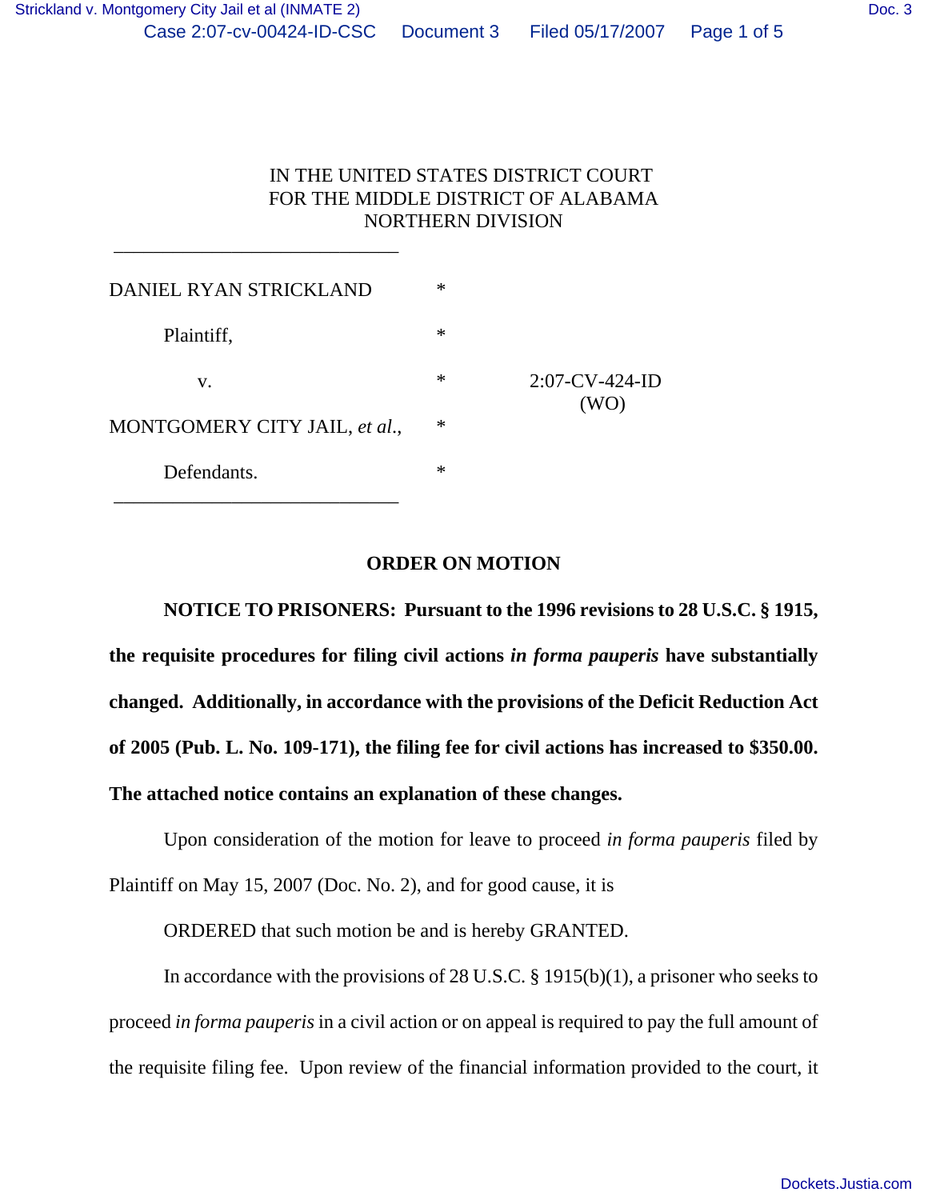IN THE UNITED STATES DISTRICT COURT
FOR THE MIDDLE DISTRICT OF ALABAMA
NORTHERN DIVISION

______________________________

| | | |
|---|---|---|
| DANIEL RYAN STRICKLAND | * | |
| Plaintiff, | * | |
| v. | * | 2:07-CV-424-ID (WO) |
| MONTGOMERY CITY JAIL, *et al.*, | * | |
| Defendants. | * | |

______________________________

**ORDER ON MOTION**

**NOTICE TO PRISONERS: Pursuant to the 1996 revisions to 28 U.S.C. § 1915, the requisite procedures for filing civil actions *in forma pauperis* have substantially changed. Additionally, in accordance with the provisions of the Deficit Reduction Act of 2005 (Pub. L. No. 109-171), the filing fee for civil actions has increased to $350.00. The attached notice contains an explanation of these changes.**

Upon consideration of the motion for leave to proceed *in forma pauperis* filed by Plaintiff on May 15, 2007 (Doc. No. 2), and for good cause, it is

ORDERED that such motion be and is hereby GRANTED.

In accordance with the provisions of 28 U.S.C. § 1915(b)(1), a prisoner who seeks to proceed *in forma pauperis* in a civil action or on appeal is required to pay the full amount of the requisite filing fee. Upon review of the financial information provided to the court, it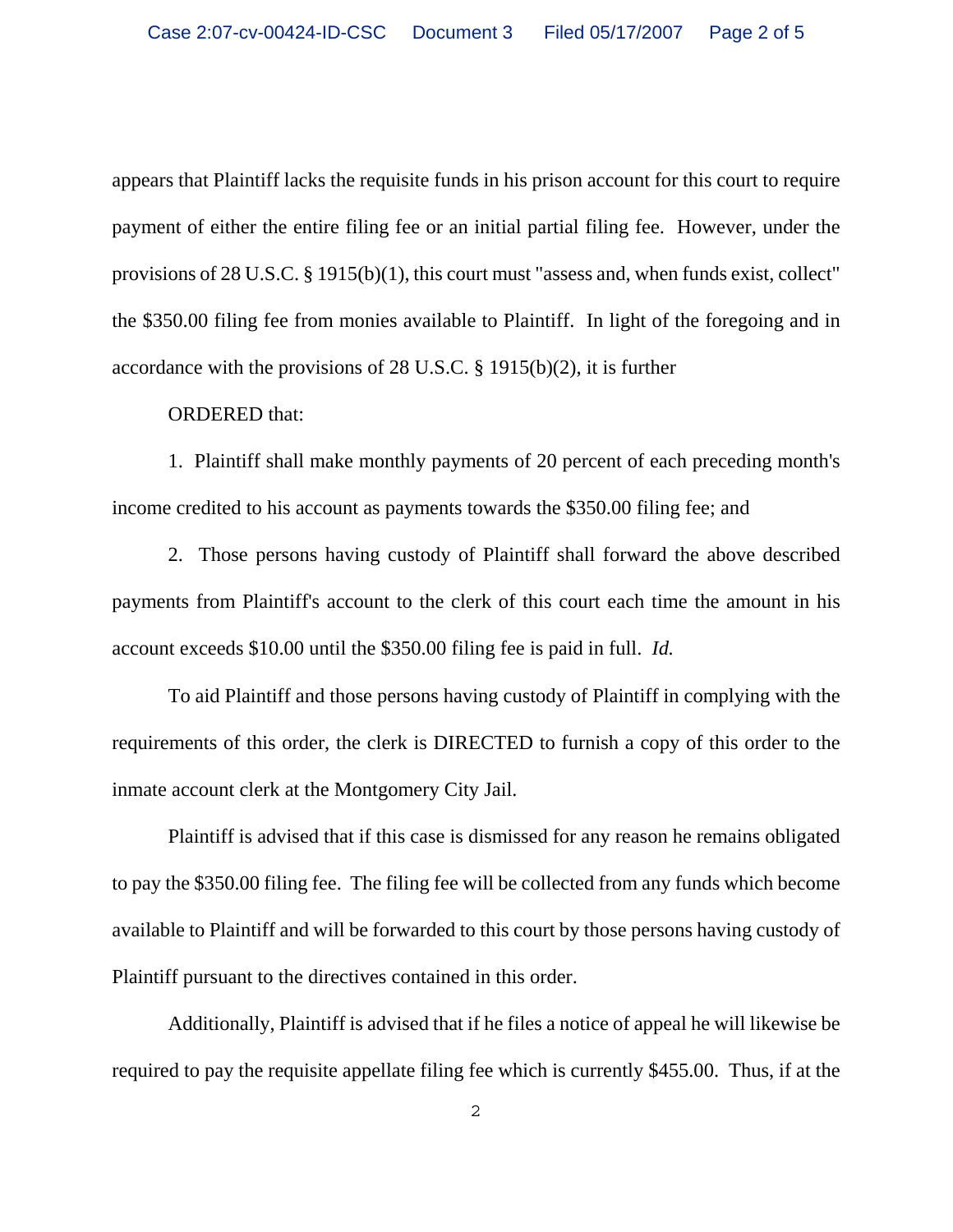appears that Plaintiff lacks the requisite funds in his prison account for this court to require payment of either the entire filing fee or an initial partial filing fee. However, under the provisions of 28 U.S.C. § 1915(b)(1), this court must "assess and, when funds exist, collect" the $350.00 filing fee from monies available to Plaintiff. In light of the foregoing and in accordance with the provisions of 28 U.S.C. § 1915(b)(2), it is further

ORDERED that:

1. Plaintiff shall make monthly payments of 20 percent of each preceding month's income credited to his account as payments towards the $350.00 filing fee; and

2. Those persons having custody of Plaintiff shall forward the above described payments from Plaintiff's account to the clerk of this court each time the amount in his account exceeds $10.00 until the $350.00 filing fee is paid in full. *Id.*

To aid Plaintiff and those persons having custody of Plaintiff in complying with the requirements of this order, the clerk is DIRECTED to furnish a copy of this order to the inmate account clerk at the Montgomery City Jail.

Plaintiff is advised that if this case is dismissed for any reason he remains obligated to pay the $350.00 filing fee. The filing fee will be collected from any funds which become available to Plaintiff and will be forwarded to this court by those persons having custody of Plaintiff pursuant to the directives contained in this order.

Additionally, Plaintiff is advised that if he files a notice of appeal he will likewise be required to pay the requisite appellate filing fee which is currently $455.00. Thus, if at the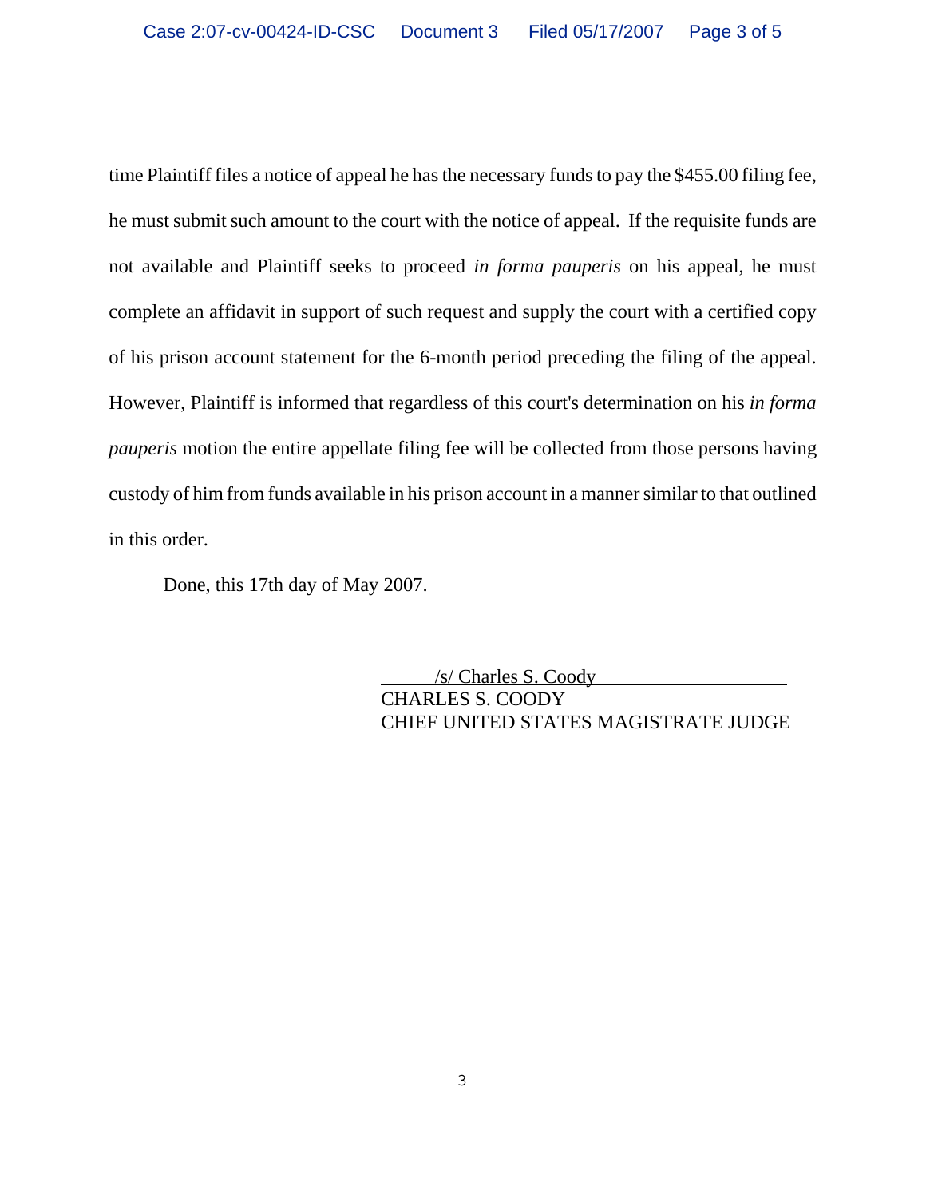time Plaintiff files a notice of appeal he has the necessary funds to pay the $455.00 filing fee, he must submit such amount to the court with the notice of appeal. If the requisite funds are not available and Plaintiff seeks to proceed *in forma pauperis* on his appeal, he must complete an affidavit in support of such request and supply the court with a certified copy of his prison account statement for the 6-month period preceding the filing of the appeal. However, Plaintiff is informed that regardless of this court's determination on his *in forma pauperis* motion the entire appellate filing fee will be collected from those persons having custody of him from funds available in his prison account in a manner similar to that outlined in this order.

Done, this 17th day of May 2007.

/s/ Charles S. Coody
CHARLES S. COODY
CHIEF UNITED STATES MAGISTRATE JUDGE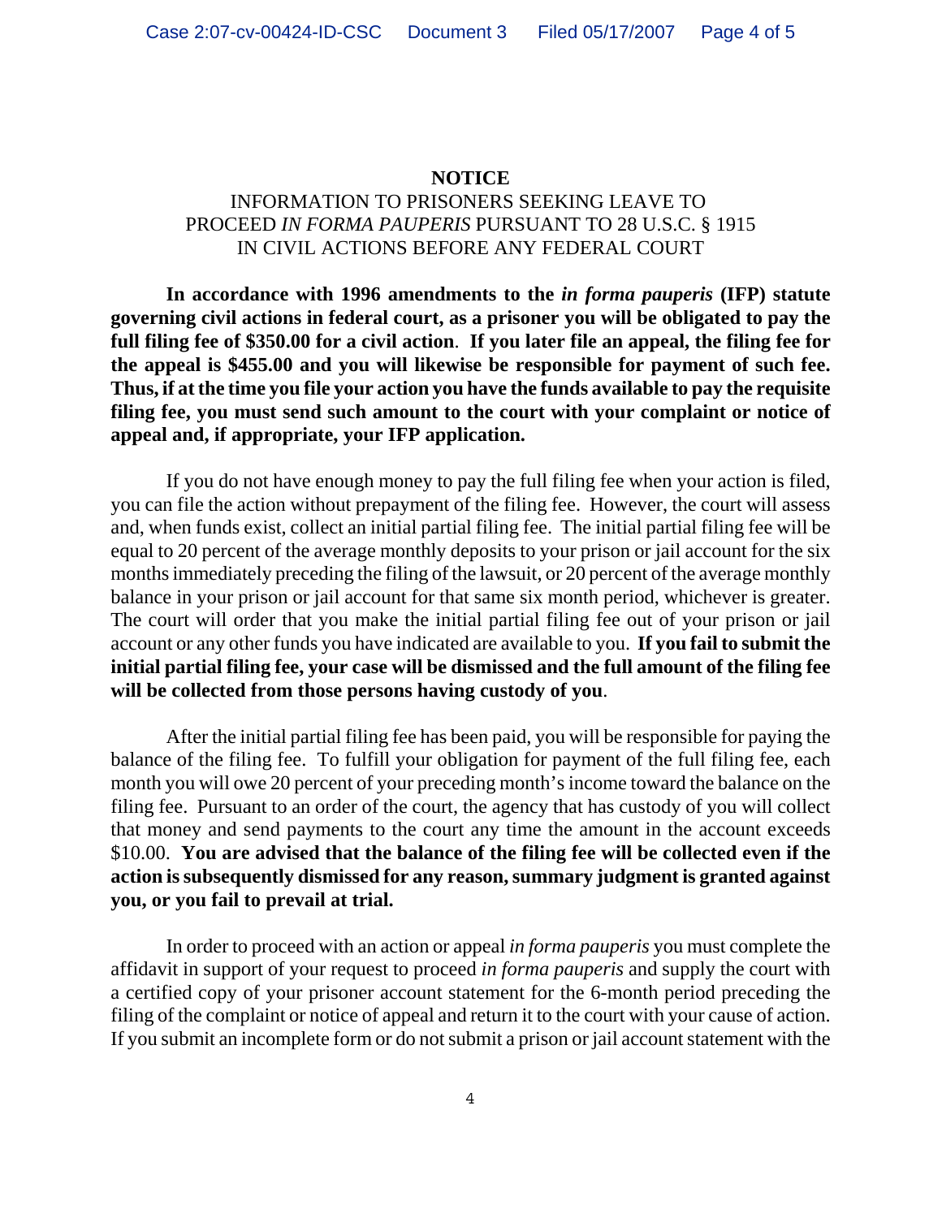**NOTICE**

INFORMATION TO PRISONERS SEEKING LEAVE TO PROCEED *IN FORMA PAUPERIS* PURSUANT TO 28 U.S.C. § 1915 IN CIVIL ACTIONS BEFORE ANY FEDERAL COURT

**In accordance with 1996 amendments to the *in forma pauperis* (IFP) statute governing civil actions in federal court, as a prisoner you will be obligated to pay the full filing fee of $350.00 for a civil action. If you later file an appeal, the filing fee for the appeal is $455.00 and you will likewise be responsible for payment of such fee. Thus, if at the time you file your action you have the funds available to pay the requisite filing fee, you must send such amount to the court with your complaint or notice of appeal and, if appropriate, your IFP application.**

If you do not have enough money to pay the full filing fee when your action is filed, you can file the action without prepayment of the filing fee. However, the court will assess and, when funds exist, collect an initial partial filing fee. The initial partial filing fee will be equal to 20 percent of the average monthly deposits to your prison or jail account for the six months immediately preceding the filing of the lawsuit, or 20 percent of the average monthly balance in your prison or jail account for that same six month period, whichever is greater. The court will order that you make the initial partial filing fee out of your prison or jail account or any other funds you have indicated are available to you. **If you fail to submit the initial partial filing fee, your case will be dismissed and the full amount of the filing fee will be collected from those persons having custody of you**.

After the initial partial filing fee has been paid, you will be responsible for paying the balance of the filing fee. To fulfill your obligation for payment of the full filing fee, each month you will owe 20 percent of your preceding month's income toward the balance on the filing fee. Pursuant to an order of the court, the agency that has custody of you will collect that money and send payments to the court any time the amount in the account exceeds $10.00. **You are advised that the balance of the filing fee will be collected even if the action is subsequently dismissed for any reason, summary judgment is granted against you, or you fail to prevail at trial.**

In order to proceed with an action or appeal *in forma pauperis* you must complete the affidavit in support of your request to proceed *in forma pauperis* and supply the court with a certified copy of your prisoner account statement for the 6-month period preceding the filing of the complaint or notice of appeal and return it to the court with your cause of action. If you submit an incomplete form or do not submit a prison or jail account statement with the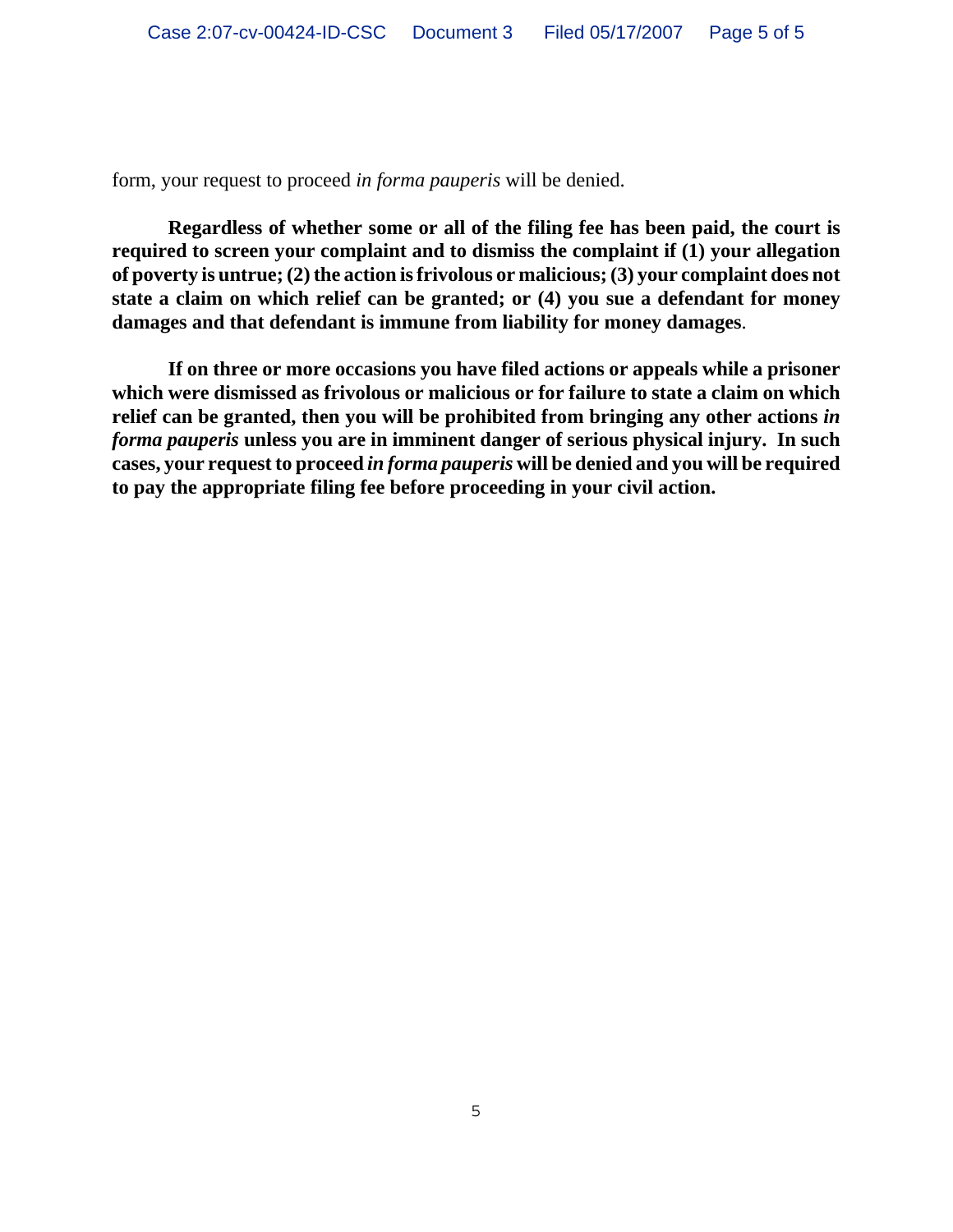form, your request to proceed *in forma pauperis* will be denied.

**Regardless of whether some or all of the filing fee has been paid, the court is required to screen your complaint and to dismiss the complaint if (1) your allegation of poverty is untrue; (2) the action is frivolous or malicious; (3) your complaint does not state a claim on which relief can be granted; or (4) you sue a defendant for money damages and that defendant is immune from liability for money damages**.

**If on three or more occasions you have filed actions or appeals while a prisoner which were dismissed as frivolous or malicious or for failure to state a claim on which relief can be granted, then you will be prohibited from bringing any other actions *in forma pauperis* unless you are in imminent danger of serious physical injury. In such cases, your request to proceed *in forma pauperis* will be denied and you will be required to pay the appropriate filing fee before proceeding in your civil action.**